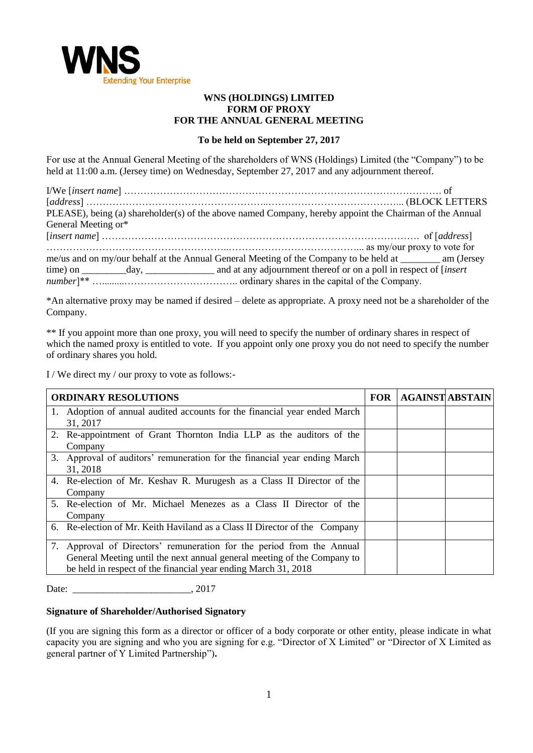WNS
Extending Your Enterprise

**WNS (HOLDINGS) LIMITED**
**FORM OF PROXY**
**FOR THE ANNUAL GENERAL MEETING**

**To be held on September 27, 2017**

For use at the Annual General Meeting of the shareholders of WNS (Holdings) Limited (the "Company") to be held at 11:00 a.m. (Jersey time) on Wednesday, September 27, 2017 and any adjournment thereof.

I/We [*insert name*] ……………………………………………………………………………………. of [*address*] ………………………………………………..…………………………………... (BLOCK LETTERS PLEASE), being (a) shareholder(s) of the above named Company, hereby appoint the Chairman of the Annual General Meeting or* [*insert name*] …………………………………………………………………………………… of [*address*] ……………………………………………...…………………………………... as my/our proxy to vote for me/us and on my/our behalf at the Annual General Meeting of the Company to be held at ________ am (Jersey time) on _________day, ______________ and at any adjournment thereof or on a poll in respect of [*insert number*]** …..........…………………………….. ordinary shares in the capital of the Company.

*An alternative proxy may be named if desired – delete as appropriate. A proxy need not be a shareholder of the Company.

** If you appoint more than one proxy, you will need to specify the number of ordinary shares in respect of which the named proxy is entitled to vote. If you appoint only one proxy you do not need to specify the number of ordinary shares you hold.

I / We direct my / our proxy to vote as follows:-

| ORDINARY RESOLUTIONS | FOR | AGAINST | ABSTAIN |
|---|---|---|---|
| 1. Adoption of annual audited accounts for the financial year ended March 31, 2017 | | | |
| 2. Re-appointment of Grant Thornton India LLP as the auditors of the Company | | | |
| 3. Approval of auditors' remuneration for the financial year ending March 31, 2018 | | | |
| 4. Re-election of Mr. Keshav R. Murugesh as a Class II Director of the Company | | | |
| 5. Re-election of Mr. Michael Menezes as a Class II Director of the Company | | | |
| 6. Re-election of Mr. Keith Haviland as a Class II Director of the Company | | | |
| 7. Approval of Directors' remuneration for the period from the Annual General Meeting until the next annual general meeting of the Company to be held in respect of the financial year ending March 31, 2018 | | | |

Date: ________________________, 2017

**Signature of Shareholder/Authorised Signatory**

(If you are signing this form as a director or officer of a body corporate or other entity, please indicate in what capacity you are signing and who you are signing for e.g. "Director of X Limited" or "Director of X Limited as general partner of Y Limited Partnership")**.**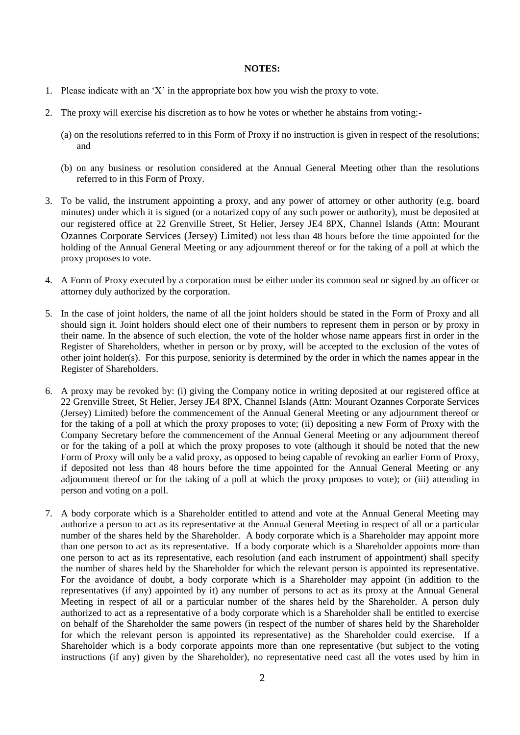**NOTES:**

1. Please indicate with an 'X' in the appropriate box how you wish the proxy to vote.

2. The proxy will exercise his discretion as to how he votes or whether he abstains from voting:-

   (a) on the resolutions referred to in this Form of Proxy if no instruction is given in respect of the resolutions; and

   (b) on any business or resolution considered at the Annual General Meeting other than the resolutions referred to in this Form of Proxy.

3. To be valid, the instrument appointing a proxy, and any power of attorney or other authority (e.g. board minutes) under which it is signed (or a notarized copy of any such power or authority), must be deposited at our registered office at 22 Grenville Street, St Helier, Jersey JE4 8PX, Channel Islands (Attn: Mourant Ozannes Corporate Services (Jersey) Limited) not less than 48 hours before the time appointed for the holding of the Annual General Meeting or any adjournment thereof or for the taking of a poll at which the proxy proposes to vote.

4. A Form of Proxy executed by a corporation must be either under its common seal or signed by an officer or attorney duly authorized by the corporation.

5. In the case of joint holders, the name of all the joint holders should be stated in the Form of Proxy and all should sign it. Joint holders should elect one of their numbers to represent them in person or by proxy in their name. In the absence of such election, the vote of the holder whose name appears first in order in the Register of Shareholders, whether in person or by proxy, will be accepted to the exclusion of the votes of other joint holder(s). For this purpose, seniority is determined by the order in which the names appear in the Register of Shareholders.

6. A proxy may be revoked by: (i) giving the Company notice in writing deposited at our registered office at 22 Grenville Street, St Helier, Jersey JE4 8PX, Channel Islands (Attn: Mourant Ozannes Corporate Services (Jersey) Limited) before the commencement of the Annual General Meeting or any adjournment thereof or for the taking of a poll at which the proxy proposes to vote; (ii) depositing a new Form of Proxy with the Company Secretary before the commencement of the Annual General Meeting or any adjournment thereof or for the taking of a poll at which the proxy proposes to vote (although it should be noted that the new Form of Proxy will only be a valid proxy, as opposed to being capable of revoking an earlier Form of Proxy, if deposited not less than 48 hours before the time appointed for the Annual General Meeting or any adjournment thereof or for the taking of a poll at which the proxy proposes to vote); or (iii) attending in person and voting on a poll.

7. A body corporate which is a Shareholder entitled to attend and vote at the Annual General Meeting may authorize a person to act as its representative at the Annual General Meeting in respect of all or a particular number of the shares held by the Shareholder. A body corporate which is a Shareholder may appoint more than one person to act as its representative. If a body corporate which is a Shareholder appoints more than one person to act as its representative, each resolution (and each instrument of appointment) shall specify the number of shares held by the Shareholder for which the relevant person is appointed its representative. For the avoidance of doubt, a body corporate which is a Shareholder may appoint (in addition to the representatives (if any) appointed by it) any number of persons to act as its proxy at the Annual General Meeting in respect of all or a particular number of the shares held by the Shareholder. A person duly authorized to act as a representative of a body corporate which is a Shareholder shall be entitled to exercise on behalf of the Shareholder the same powers (in respect of the number of shares held by the Shareholder for which the relevant person is appointed its representative) as the Shareholder could exercise. If a Shareholder which is a body corporate appoints more than one representative (but subject to the voting instructions (if any) given by the Shareholder), no representative need cast all the votes used by him in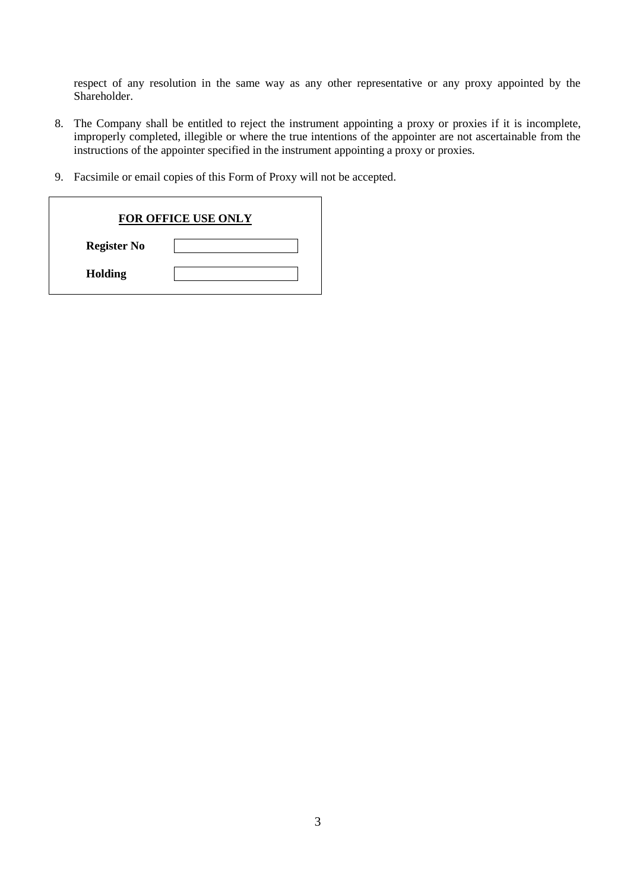respect of any resolution in the same way as any other representative or any proxy appointed by the Shareholder.

8. The Company shall be entitled to reject the instrument appointing a proxy or proxies if it is incomplete, improperly completed, illegible or where the true intentions of the appointer are not ascertainable from the instructions of the appointer specified in the instrument appointing a proxy or proxies.

9. Facsimile or email copies of this Form of Proxy will not be accepted.

| **FOR OFFICE USE ONLY** | |
| --- | --- |
| **Register No** | |
| **Holding** | |